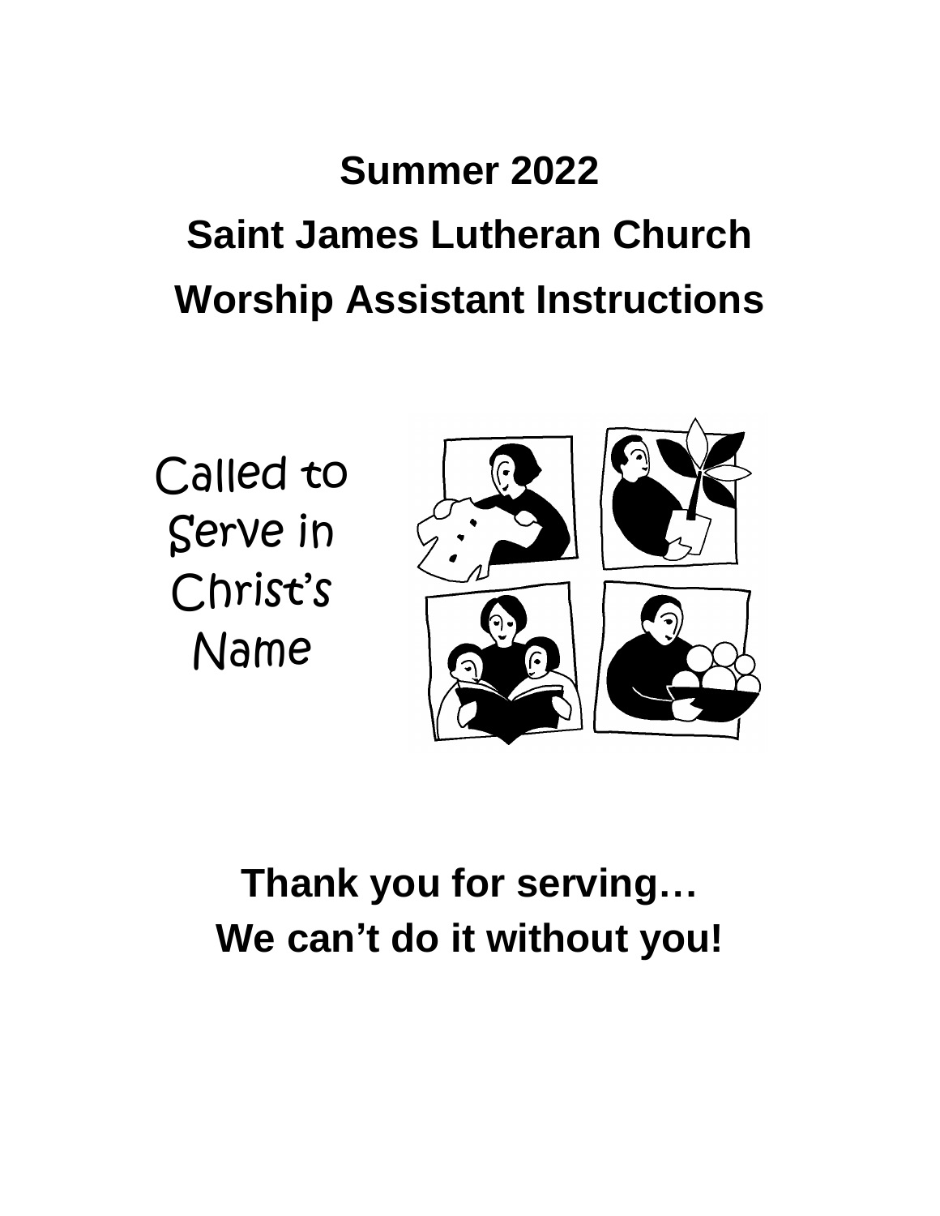# Summer 2022

# Saint James Lutheran Church

# Worship Assistant Instructions

Called to Serve in Christ's Name

**Thank you for serving…**
**We can't do it without you!**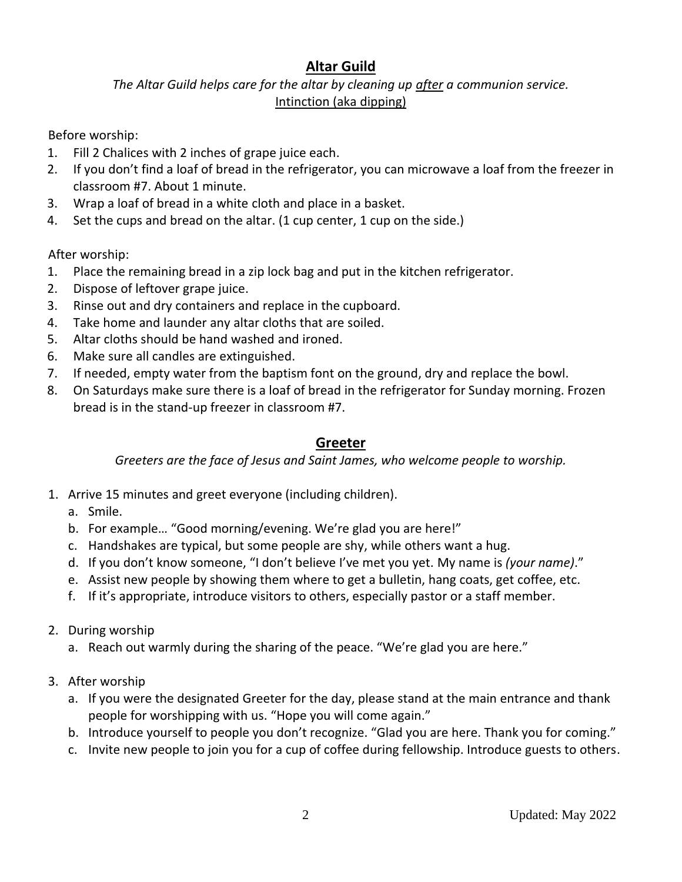## Altar Guild

*The Altar Guild helps care for the altar by cleaning up <u>after</u> a communion service.*

<u>Intinction (aka dipping)</u>

Before worship:

1. Fill 2 Chalices with 2 inches of grape juice each.
2. If you don't find a loaf of bread in the refrigerator, you can microwave a loaf from the freezer in classroom #7. About 1 minute.
3. Wrap a loaf of bread in a white cloth and place in a basket.
4. Set the cups and bread on the altar. (1 cup center, 1 cup on the side.)

After worship:

1. Place the remaining bread in a zip lock bag and put in the kitchen refrigerator.
2. Dispose of leftover grape juice.
3. Rinse out and dry containers and replace in the cupboard.
4. Take home and launder any altar cloths that are soiled.
5. Altar cloths should be hand washed and ironed.
6. Make sure all candles are extinguished.
7. If needed, empty water from the baptism font on the ground, dry and replace the bowl.
8. On Saturdays make sure there is a loaf of bread in the refrigerator for Sunday morning. Frozen bread is in the stand-up freezer in classroom #7.

## Greeter

*Greeters are the face of Jesus and Saint James, who welcome people to worship.*

1. Arrive 15 minutes and greet everyone (including children).
   a. Smile.
   b. For example… "Good morning/evening. We're glad you are here!"
   c. Handshakes are typical, but some people are shy, while others want a hug.
   d. If you don't know someone, "I don't believe I've met you yet. My name is *(your name)*."
   e. Assist new people by showing them where to get a bulletin, hang coats, get coffee, etc.
   f. If it's appropriate, introduce visitors to others, especially pastor or a staff member.

2. During worship
   a. Reach out warmly during the sharing of the peace. "We're glad you are here."

3. After worship
   a. If you were the designated Greeter for the day, please stand at the main entrance and thank people for worshipping with us. "Hope you will come again."
   b. Introduce yourself to people you don't recognize. "Glad you are here. Thank you for coming."
   c. Invite new people to join you for a cup of coffee during fellowship. Introduce guests to others.

Updated: May 2022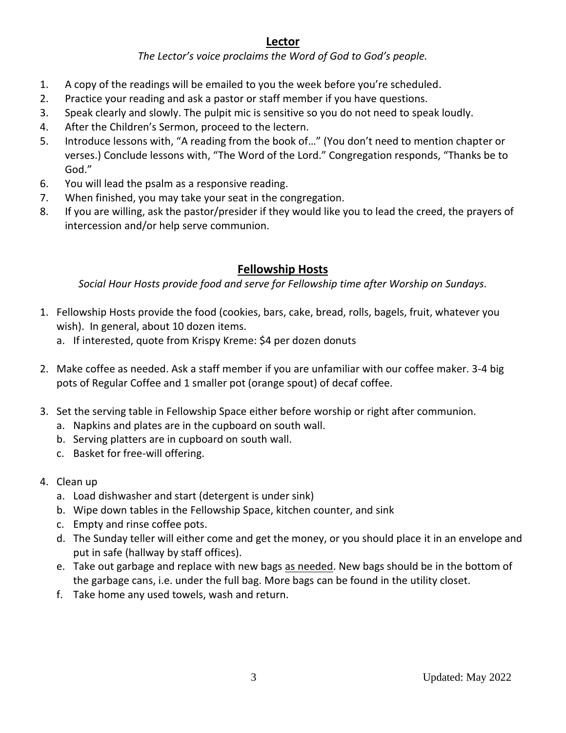## Lector

*The Lector's voice proclaims the Word of God to God's people.*

1. A copy of the readings will be emailed to you the week before you're scheduled.
2. Practice your reading and ask a pastor or staff member if you have questions.
3. Speak clearly and slowly. The pulpit mic is sensitive so you do not need to speak loudly.
4. After the Children's Sermon, proceed to the lectern.
5. Introduce lessons with, "A reading from the book of…" (You don't need to mention chapter or verses.) Conclude lessons with, "The Word of the Lord." Congregation responds, "Thanks be to God."
6. You will lead the psalm as a responsive reading.
7. When finished, you may take your seat in the congregation.
8. If you are willing, ask the pastor/presider if they would like you to lead the creed, the prayers of intercession and/or help serve communion.

## Fellowship Hosts

*Social Hour Hosts provide food and serve for Fellowship time after Worship on Sundays.*

1. Fellowship Hosts provide the food (cookies, bars, cake, bread, rolls, bagels, fruit, whatever you wish). In general, about 10 dozen items.
   a. If interested, quote from Krispy Kreme: $4 per dozen donuts

2. Make coffee as needed. Ask a staff member if you are unfamiliar with our coffee maker. 3-4 big pots of Regular Coffee and 1 smaller pot (orange spout) of decaf coffee.

3. Set the serving table in Fellowship Space either before worship or right after communion.
   a. Napkins and plates are in the cupboard on south wall.
   b. Serving platters are in cupboard on south wall.
   c. Basket for free-will offering.

4. Clean up
   a. Load dishwasher and start (detergent is under sink)
   b. Wipe down tables in the Fellowship Space, kitchen counter, and sink
   c. Empty and rinse coffee pots.
   d. The Sunday teller will either come and get the money, or you should place it in an envelope and put in safe (hallway by staff offices).
   e. Take out garbage and replace with new bags <u>as needed</u>. New bags should be in the bottom of the garbage cans, i.e. under the full bag. More bags can be found in the utility closet.
   f. Take home any used towels, wash and return.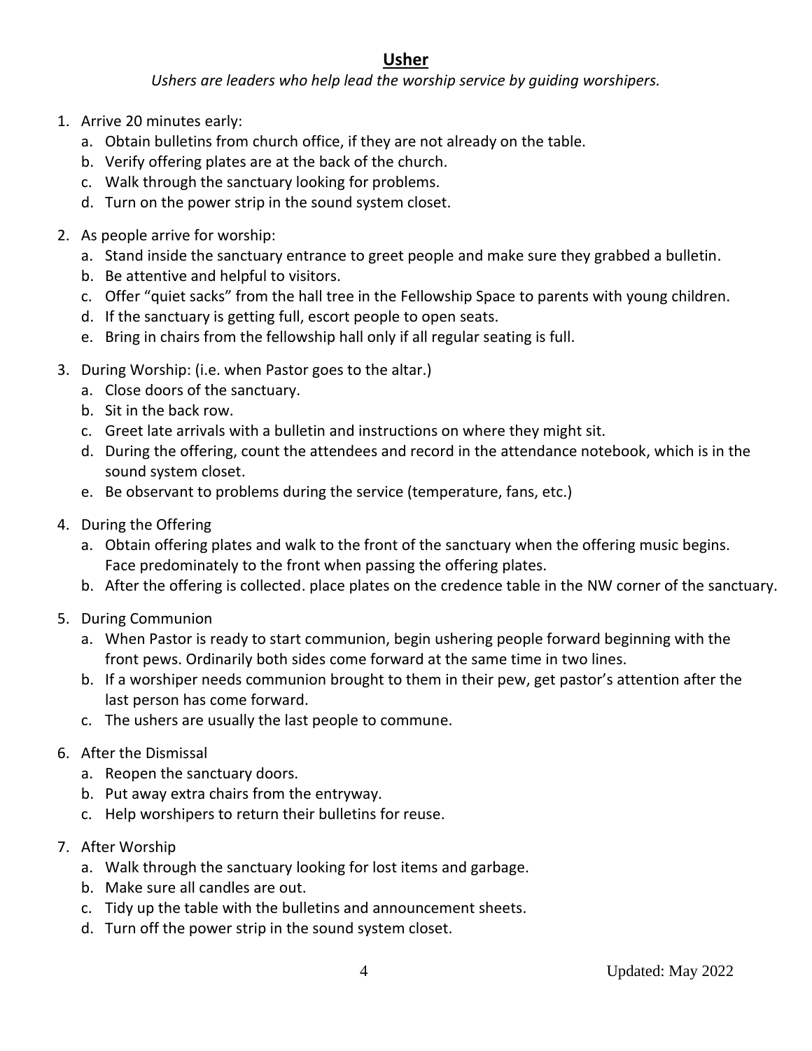## Usher

*Ushers are leaders who help lead the worship service by guiding worshipers.*

1. Arrive 20 minutes early:
   a. Obtain bulletins from church office, if they are not already on the table.
   b. Verify offering plates are at the back of the church.
   c. Walk through the sanctuary looking for problems.
   d. Turn on the power strip in the sound system closet.

2. As people arrive for worship:
   a. Stand inside the sanctuary entrance to greet people and make sure they grabbed a bulletin.
   b. Be attentive and helpful to visitors.
   c. Offer "quiet sacks" from the hall tree in the Fellowship Space to parents with young children.
   d. If the sanctuary is getting full, escort people to open seats.
   e. Bring in chairs from the fellowship hall only if all regular seating is full.

3. During Worship: (i.e. when Pastor goes to the altar.)
   a. Close doors of the sanctuary.
   b. Sit in the back row.
   c. Greet late arrivals with a bulletin and instructions on where they might sit.
   d. During the offering, count the attendees and record in the attendance notebook, which is in the sound system closet.
   e. Be observant to problems during the service (temperature, fans, etc.)

4. During the Offering
   a. Obtain offering plates and walk to the front of the sanctuary when the offering music begins. Face predominately to the front when passing the offering plates.
   b. After the offering is collected. place plates on the credence table in the NW corner of the sanctuary.

5. During Communion
   a. When Pastor is ready to start communion, begin ushering people forward beginning with the front pews. Ordinarily both sides come forward at the same time in two lines.
   b. If a worshiper needs communion brought to them in their pew, get pastor's attention after the last person has come forward.
   c. The ushers are usually the last people to commune.

6. After the Dismissal
   a. Reopen the sanctuary doors.
   b. Put away extra chairs from the entryway.
   c. Help worshipers to return their bulletins for reuse.

7. After Worship
   a. Walk through the sanctuary looking for lost items and garbage.
   b. Make sure all candles are out.
   c. Tidy up the table with the bulletins and announcement sheets.
   d. Turn off the power strip in the sound system closet.

Updated: May 2022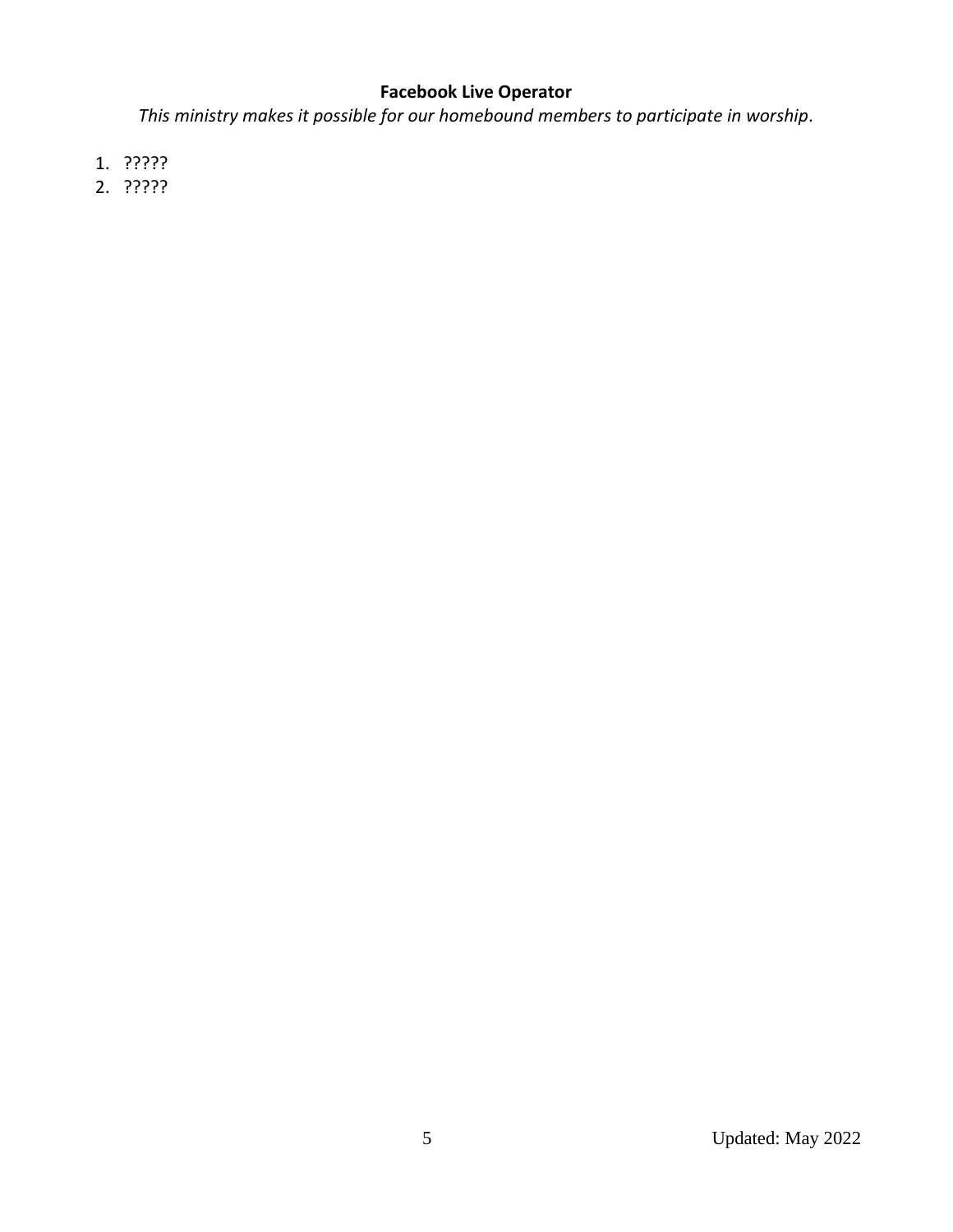**Facebook Live Operator**

*This ministry makes it possible for our homebound members to participate in worship.*

1. ?????
2. ?????

Updated: May 2022